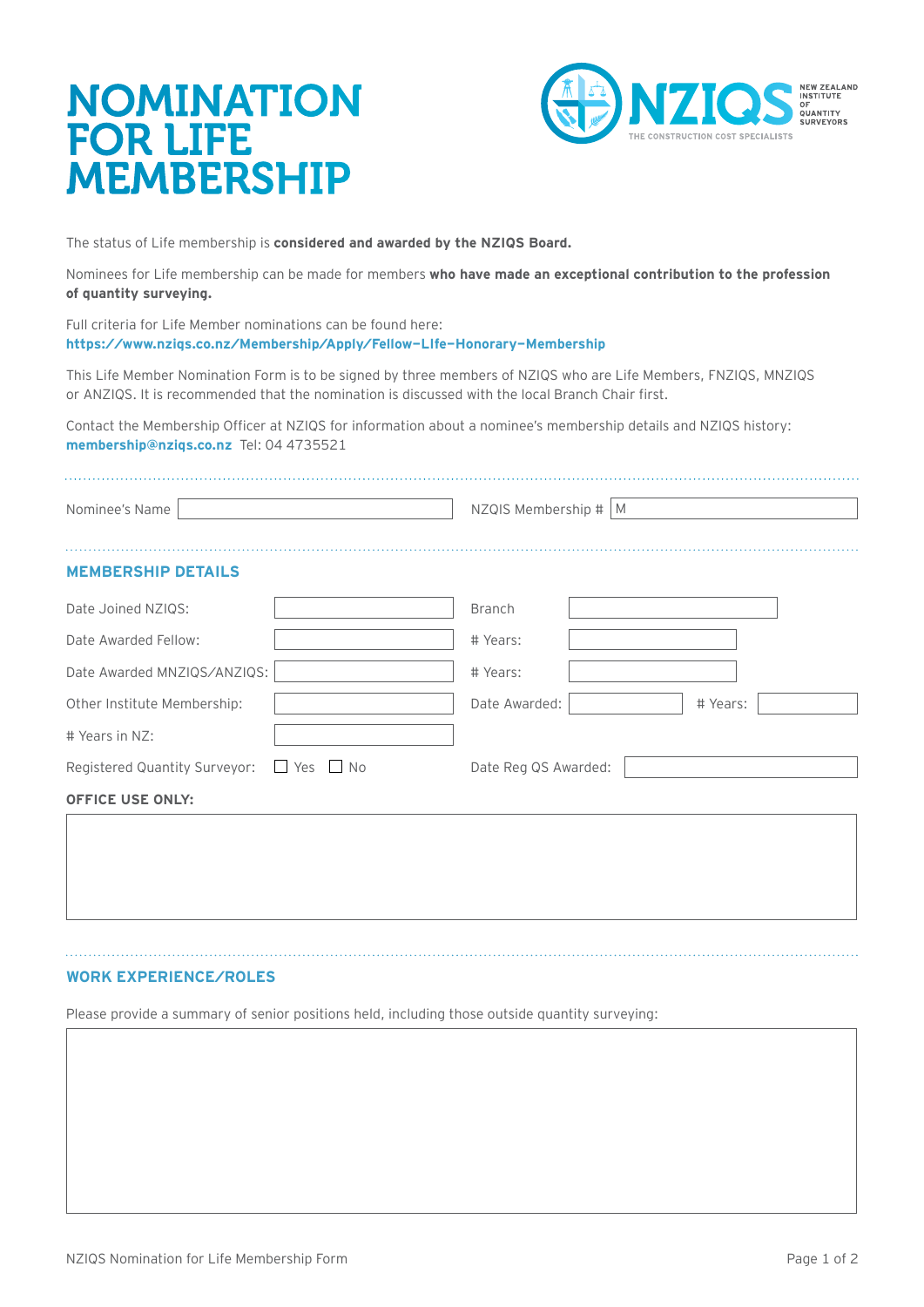# NOMINATION FOR LIFE MEMBERSHIP

NZIQS
NEW ZEALAND INSTITUTE OF QUANTITY SURVEYORS
THE CONSTRUCTION COST SPECIALISTS

The status of Life membership is **considered and awarded by the NZIQS Board.**

Nominees for Life membership can be made for members **who have made an exceptional contribution to the profession of quantity surveying.**

Full criteria for Life Member nominations can be found here:
**https://www.nziqs.co.nz/Membership/Apply/Fellow-LIfe-Honorary-Membership**

This Life Member Nomination Form is to be signed by three members of NZIQS who are Life Members, FNZIQS, MNZIQS or ANZIQS. It is recommended that the nomination is discussed with the local Branch Chair first.

Contact the Membership Officer at NZIQS for information about a nominee's membership details and NZIQS history:
**membership@nziqs.co.nz** Tel: 04 4735521

Nominee's Name: ______________________ NZQIS Membership #: M______________________

## MEMBERSHIP DETAILS

| | | | | | |
|---|---|---|---|---|---|
| Date Joined NZIQS: | | Branch | | | |
| Date Awarded Fellow: | | # Years: | | | |
| Date Awarded MNZIQS/ANZIQS: | | # Years: | | | |
| Other Institute Membership: | | Date Awarded: | | # Years: | |
| # Years in NZ: | | | | | |
| Registered Quantity Surveyor: | ☐ Yes ☐ No | Date Reg QS Awarded: | | | |

**OFFICE USE ONLY:**

## WORK EXPERIENCE/ROLES

Please provide a summary of senior positions held, including those outside quantity surveying: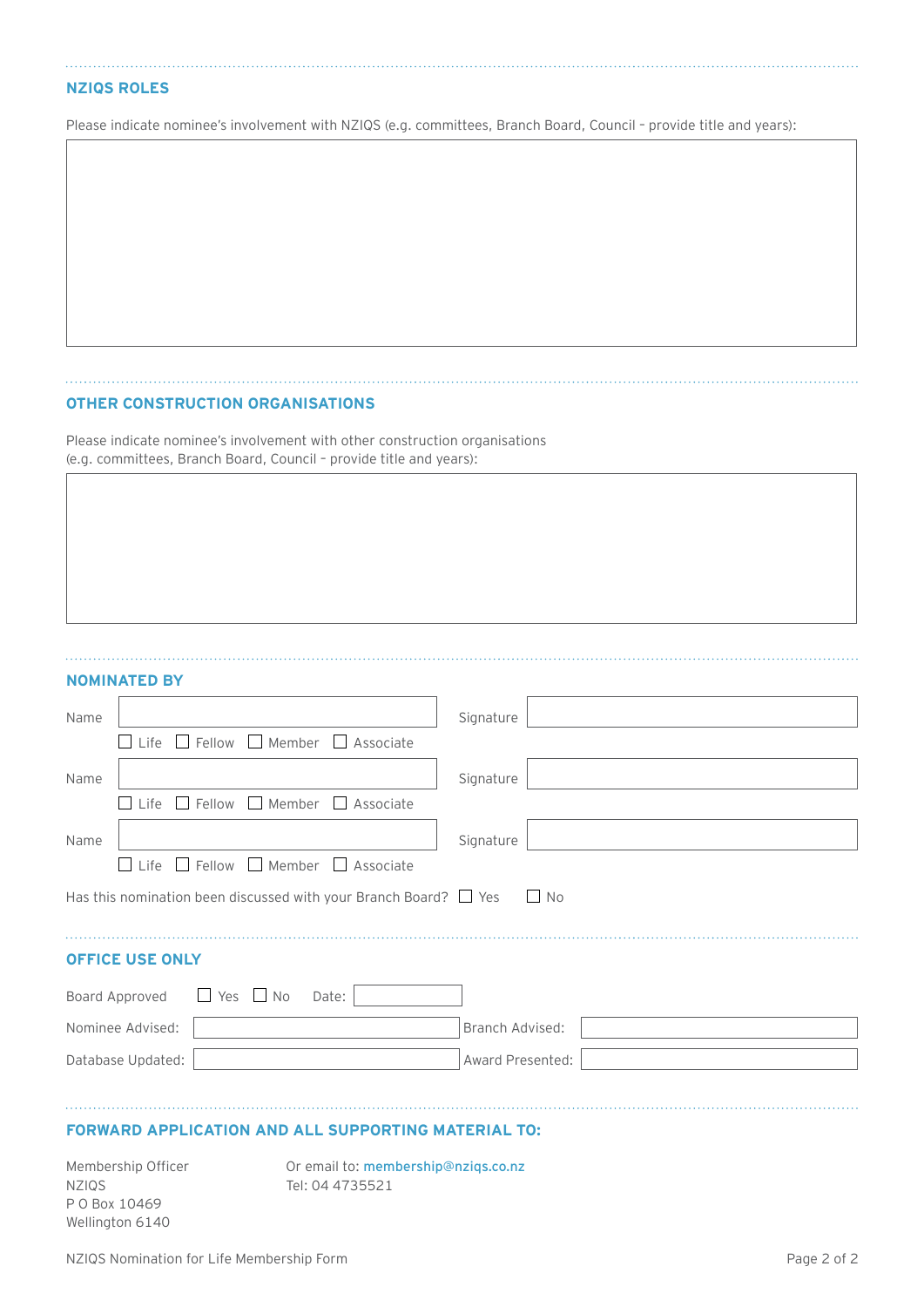## NZIQS ROLES

Please indicate nominee's involvement with NZIQS (e.g. committees, Branch Board, Council – provide title and years):

## OTHER CONSTRUCTION ORGANISATIONS

Please indicate nominee's involvement with other construction organisations
(e.g. committees, Branch Board, Council – provide title and years):

## NOMINATED BY

Name ____________________ Signature ____________________

☐ Life ☐ Fellow ☐ Member ☐ Associate

Name ____________________ Signature ____________________

☐ Life ☐ Fellow ☐ Member ☐ Associate

Name ____________________ Signature ____________________

☐ Life ☐ Fellow ☐ Member ☐ Associate

Has this nomination been discussed with your Branch Board? ☐ Yes ☐ No

## OFFICE USE ONLY

Board Approved ☐ Yes ☐ No Date: ____________

Nominee Advised: ____________________ Branch Advised: ____________________

Database Updated: ____________________ Award Presented: ____________________

## FORWARD APPLICATION AND ALL SUPPORTING MATERIAL TO:

Membership Officer
NZIQS
P O Box 10469
Wellington 6140

Or email to: membership@nziqs.co.nz
Tel: 04 4735521

NZIQS Nomination for Life Membership Form